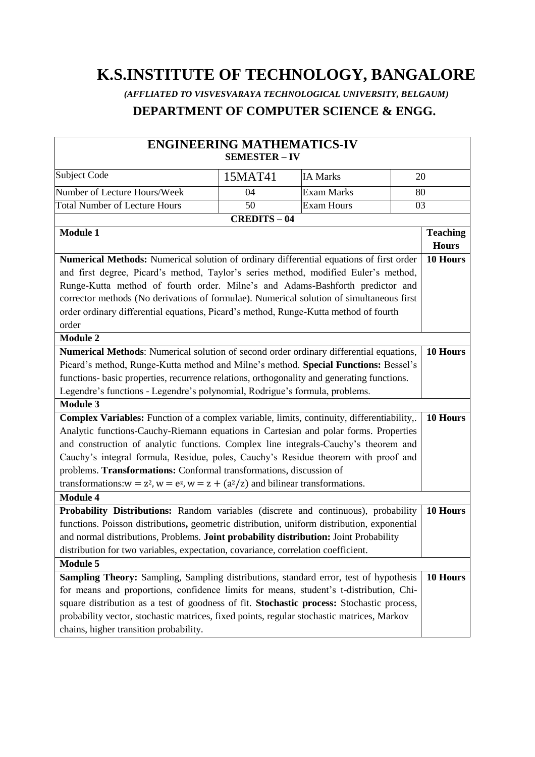# K.S.INSTITUTE OF TECHNOLOGY, BANGALORE

***(AFFLIATED TO VISVESVARAYA TECHNOLOGICAL UNIVERSITY, BELGAUM)***

## DEPARTMENT OF COMPUTER SCIENCE & ENGG.

| **ENGINEERING MATHEMATICS-IV**<br>**SEMESTER – IV** | | | |
|---|---|---|---|
| Subject Code | 15MAT41 | IA Marks | 20 |
| Number of Lecture Hours/Week | 04 | Exam Marks | 80 |
| Total Number of Lecture Hours | 50 | Exam Hours | 03 |
| **CREDITS – 04** | | | |

| **Module 1** | **Teaching Hours** |
|---|---|
| **Numerical Methods:** Numerical solution of ordinary differential equations of first order and first degree, Picard's method, Taylor's series method, modified Euler's method, Runge-Kutta method of fourth order. Milne's and Adams-Bashforth predictor and corrector methods (No derivations of formulae). Numerical solution of simultaneous first order ordinary differential equations, Picard's method, Runge-Kutta method of fourth order | **10 Hours** |
| **Module 2** | |
| **Numerical Methods**: Numerical solution of second order ordinary differential equations, Picard's method, Runge-Kutta method and Milne's method. **Special Functions:** Bessel's functions- basic properties, recurrence relations, orthogonality and generating functions. Legendre's functions - Legendre's polynomial, Rodrigue's formula, problems. | **10 Hours** |
| **Module 3** | |
| **Complex Variables:** Function of a complex variable, limits, continuity, differentiability,. Analytic functions-Cauchy-Riemann equations in Cartesian and polar forms. Properties and construction of analytic functions. Complex line integrals-Cauchy's theorem and Cauchy's integral formula, Residue, poles, Cauchy's Residue theorem with proof and problems. **Transformations:** Conformal transformations, discussion of transformations: $w = z^2$, $w = e^z$, $w = z + (a^2/z)$ and bilinear transformations. | **10 Hours** |
| **Module 4** | |
| **Probability Distributions:** Random variables (discrete and continuous), probability functions. Poisson distributions**,** geometric distribution, uniform distribution, exponential and normal distributions, Problems. **Joint probability distribution:** Joint Probability distribution for two variables, expectation, covariance, correlation coefficient. | **10 Hours** |
| **Module 5** | |
| **Sampling Theory:** Sampling, Sampling distributions, standard error, test of hypothesis for means and proportions, confidence limits for means, student's t-distribution, Chi-square distribution as a test of goodness of fit. **Stochastic process:** Stochastic process, probability vector, stochastic matrices, fixed points, regular stochastic matrices, Markov chains, higher transition probability. | **10 Hours** |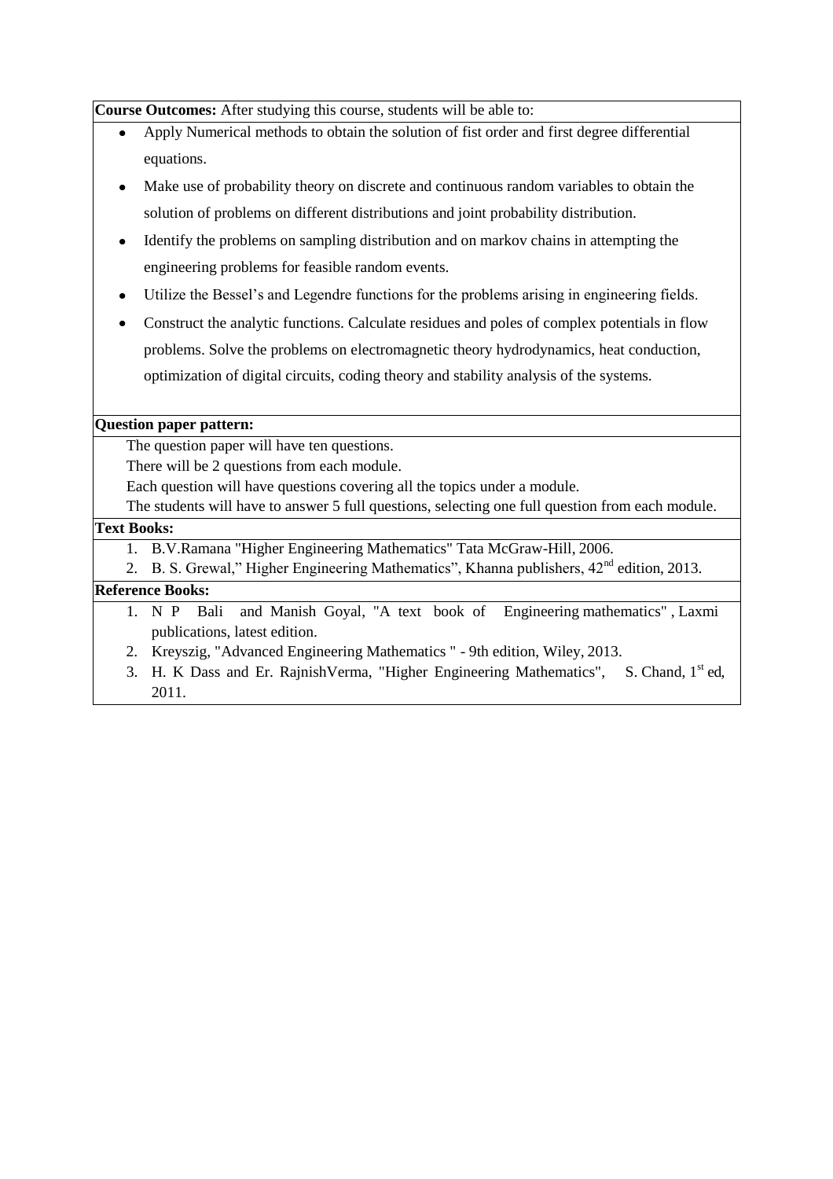**Course Outcomes:** After studying this course, students will be able to:

- Apply Numerical methods to obtain the solution of fist order and first degree differential equations.
- Make use of probability theory on discrete and continuous random variables to obtain the solution of problems on different distributions and joint probability distribution.
- Identify the problems on sampling distribution and on markov chains in attempting the engineering problems for feasible random events.
- Utilize the Bessel's and Legendre functions for the problems arising in engineering fields.
- Construct the analytic functions. Calculate residues and poles of complex potentials in flow problems. Solve the problems on electromagnetic theory hydrodynamics, heat conduction, optimization of digital circuits, coding theory and stability analysis of the systems.

**Question paper pattern:**

The question paper will have ten questions.

There will be 2 questions from each module.

Each question will have questions covering all the topics under a module.

The students will have to answer 5 full questions, selecting one full question from each module.

**Text Books:**

1. B.V.Ramana "Higher Engineering Mathematics" Tata McGraw-Hill, 2006.
2. B. S. Grewal," Higher Engineering Mathematics", Khanna publishers, 42nd edition, 2013.

**Reference Books:**

1. N P Bali and Manish Goyal, "A text book of Engineering mathematics" , Laxmi publications, latest edition.
2. Kreyszig, "Advanced Engineering Mathematics " - 9th edition, Wiley, 2013.
3. H. K Dass and Er. RajnishVerma, "Higher Engineering Mathematics", S. Chand, 1st ed, 2011.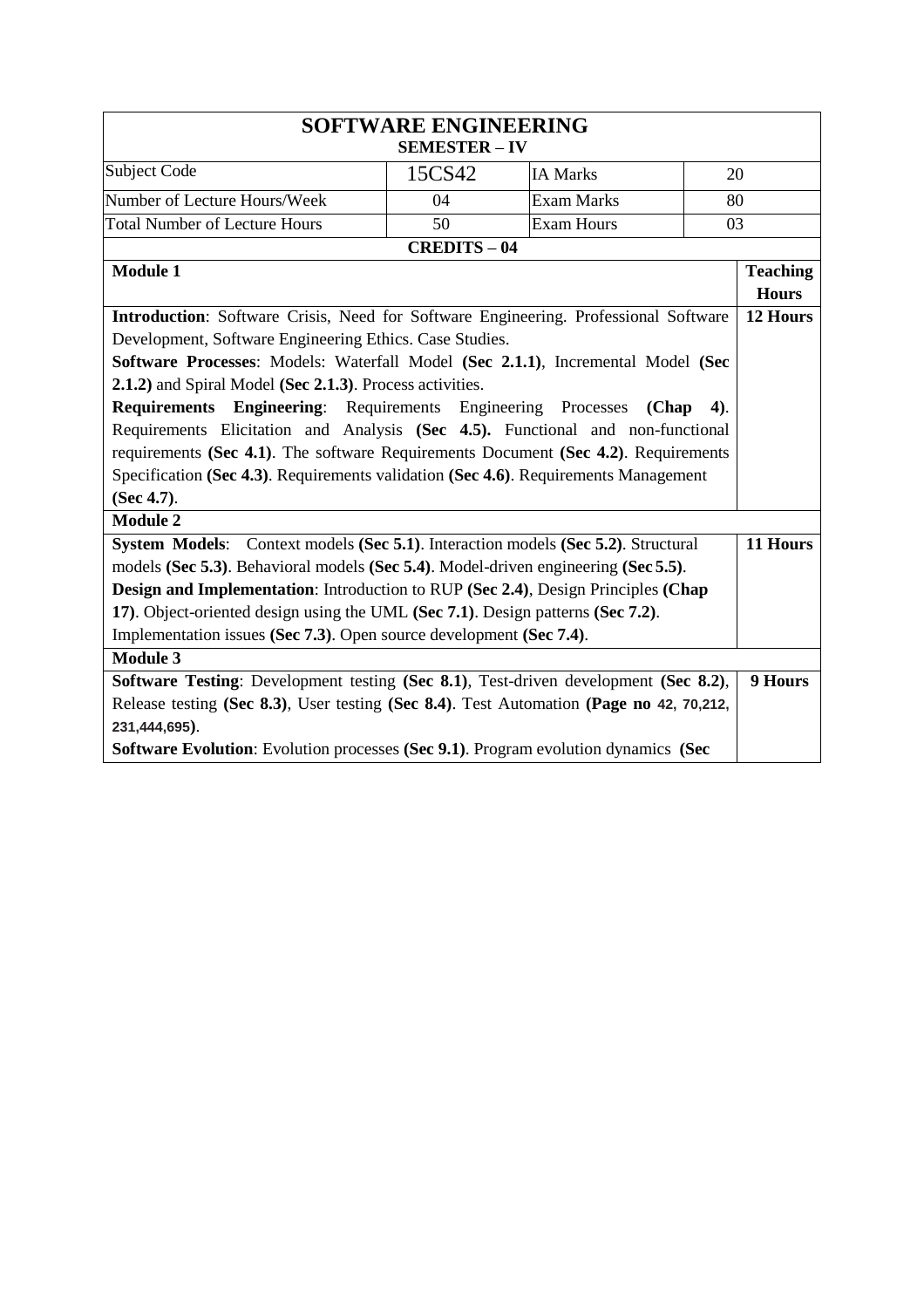## SOFTWARE ENGINEERING

### SEMESTER – IV

| Subject Code | 15CS42 | IA Marks | 20 |
|---|---|---|---|
| Number of Lecture Hours/Week | 04 | Exam Marks | 80 |
| Total Number of Lecture Hours | 50 | Exam Hours | 03 |

**CREDITS – 04**

| Module 1 | Teaching Hours |
|---|---|
| **Introduction**: Software Crisis, Need for Software Engineering. Professional Software Development, Software Engineering Ethics. Case Studies. **Software Processes**: Models: Waterfall Model **(Sec 2.1.1)**, Incremental Model **(Sec 2.1.2)** and Spiral Model **(Sec 2.1.3)**. Process activities. **Requirements Engineering**: Requirements Engineering Processes **(Chap 4)**. Requirements Elicitation and Analysis **(Sec 4.5).** Functional and non-functional requirements **(Sec 4.1)**. The software Requirements Document **(Sec 4.2)**. Requirements Specification **(Sec 4.3)**. Requirements validation **(Sec 4.6)**. Requirements Management **(Sec 4.7)**. | **12 Hours** |
| **Module 2** | |
| **System Models**: Context models **(Sec 5.1)**. Interaction models **(Sec 5.2)**. Structural models **(Sec 5.3)**. Behavioral models **(Sec 5.4)**. Model-driven engineering **(Sec 5.5)**. **Design and Implementation**: Introduction to RUP **(Sec 2.4)**, Design Principles **(Chap 17)**. Object-oriented design using the UML **(Sec 7.1)**. Design patterns **(Sec 7.2)**. Implementation issues **(Sec 7.3)**. Open source development **(Sec 7.4)**. | **11 Hours** |
| **Module 3** | |
| **Software Testing**: Development testing **(Sec 8.1)**, Test-driven development **(Sec 8.2)**, Release testing **(Sec 8.3)**, User testing **(Sec 8.4)**. Test Automation **(Page no 42, 70,212, 231,444,695)**. **Software Evolution**: Evolution processes **(Sec 9.1)**. Program evolution dynamics **(Sec** | **9 Hours** |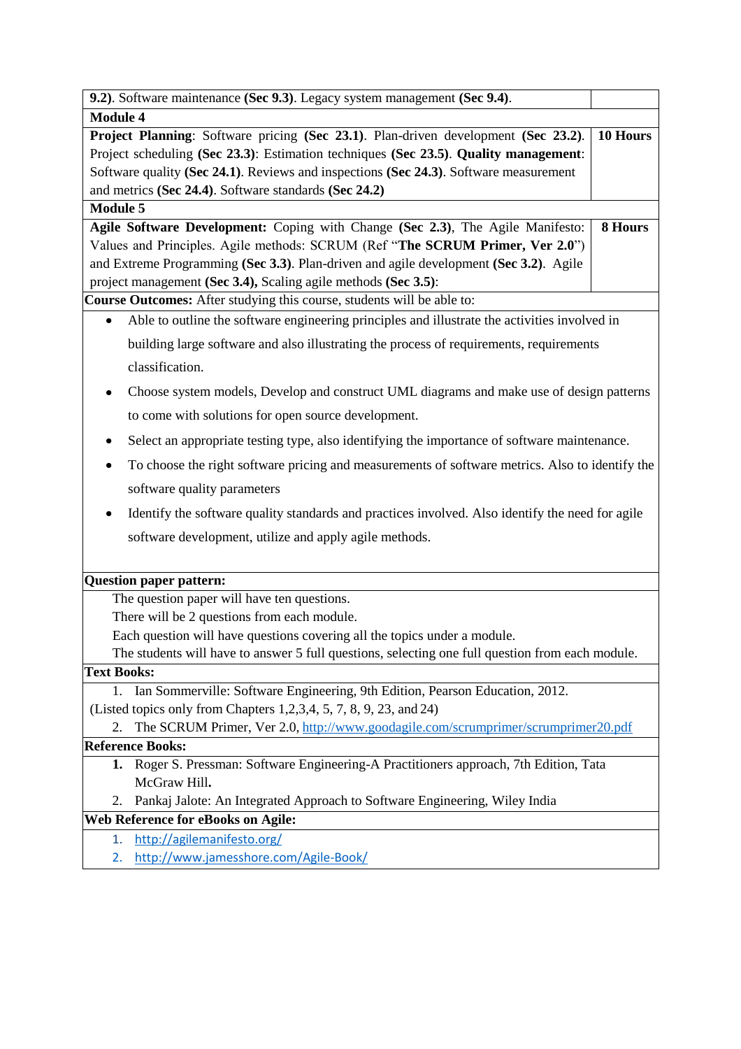| | |
|---|---|
| **9.2)**. Software maintenance **(Sec 9.3)**. Legacy system management **(Sec 9.4)**. | |
| **Module 4** | |
| **Project Planning**: Software pricing **(Sec 23.1)**. Plan-driven development **(Sec 23.2)**. Project scheduling **(Sec 23.3)**: Estimation techniques **(Sec 23.5)**. **Quality management**: Software quality **(Sec 24.1)**. Reviews and inspections **(Sec 24.3)**. Software measurement and metrics **(Sec 24.4)**. Software standards **(Sec 24.2)** | **10 Hours** |
| **Module 5** | |
| **Agile Software Development:** Coping with Change **(Sec 2.3)**, The Agile Manifesto: Values and Principles. Agile methods: SCRUM (Ref "**The SCRUM Primer, Ver 2.0**") and Extreme Programming **(Sec 3.3)**. Plan-driven and agile development **(Sec 3.2)**. Agile project management **(Sec 3.4),** Scaling agile methods **(Sec 3.5)**: | **8 Hours** |

**Course Outcomes:** After studying this course, students will be able to:

- Able to outline the software engineering principles and illustrate the activities involved in building large software and also illustrating the process of requirements, requirements classification.
- Choose system models, Develop and construct UML diagrams and make use of design patterns to come with solutions for open source development.
- Select an appropriate testing type, also identifying the importance of software maintenance.
- To choose the right software pricing and measurements of software metrics. Also to identify the software quality parameters
- Identify the software quality standards and practices involved. Also identify the need for agile software development, utilize and apply agile methods.

**Question paper pattern:**

The question paper will have ten questions.
There will be 2 questions from each module.
Each question will have questions covering all the topics under a module.
The students will have to answer 5 full questions, selecting one full question from each module.

**Text Books:**

1. Ian Sommerville: Software Engineering, 9th Edition, Pearson Education, 2012.

(Listed topics only from Chapters 1,2,3,4, 5, 7, 8, 9, 23, and 24)

2. The SCRUM Primer, Ver 2.0, http://www.goodagile.com/scrumprimer/scrumprimer20.pdf

**Reference Books:**

1. Roger S. Pressman: Software Engineering-A Practitioners approach, 7th Edition, Tata McGraw Hill**.**
2. Pankaj Jalote: An Integrated Approach to Software Engineering, Wiley India

**Web Reference for eBooks on Agile:**

1. http://agilemanifesto.org/
2. http://www.jamesshore.com/Agile-Book/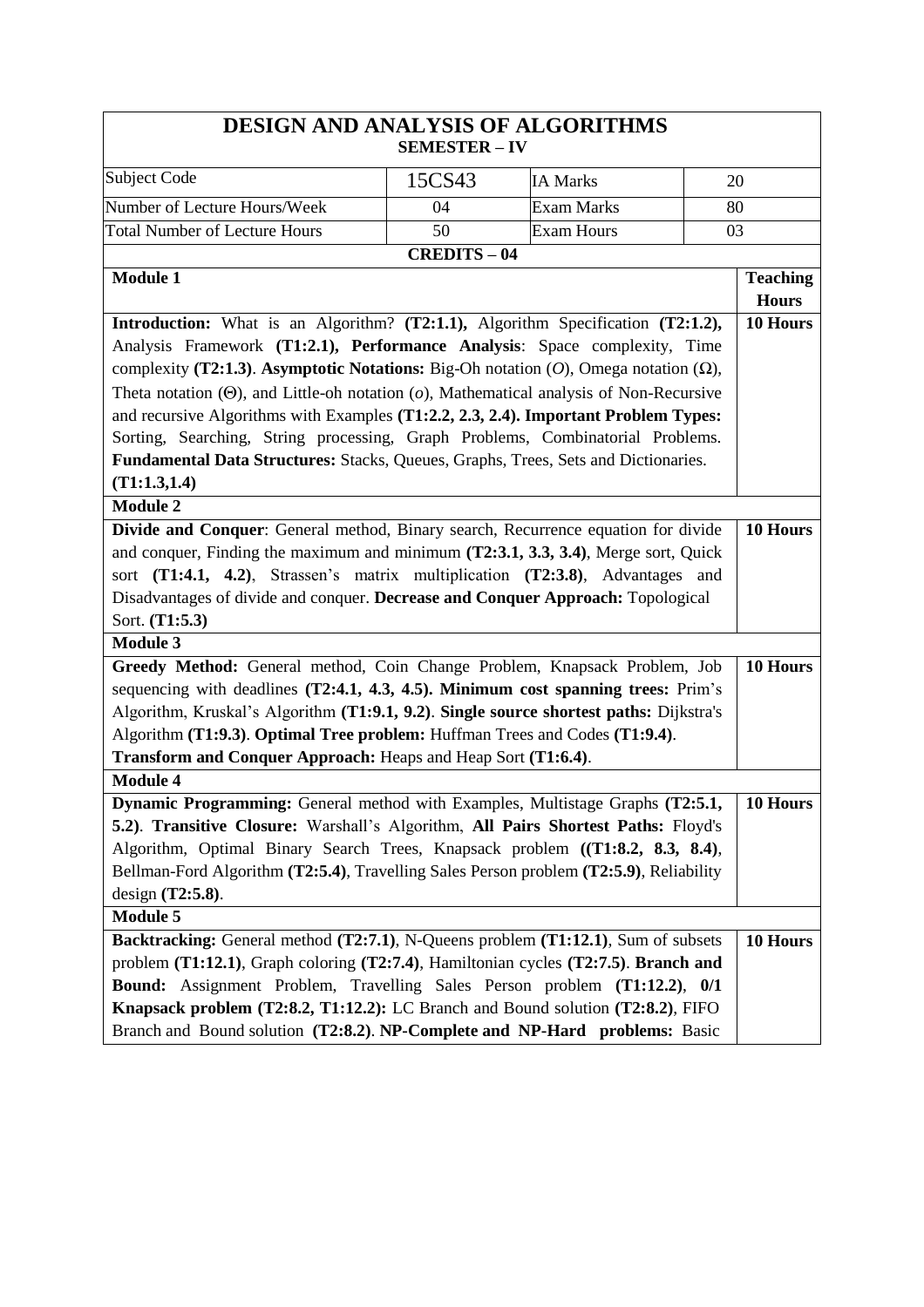# DESIGN AND ANALYSIS OF ALGORITHMS

**SEMESTER – IV**

| Subject Code | 15CS43 | IA Marks | 20 |
|---|---|---|---|
| Number of Lecture Hours/Week | 04 | Exam Marks | 80 |
| Total Number of Lecture Hours | 50 | Exam Hours | 03 |

**CREDITS – 04**

| Module 1 | Teaching Hours |
|---|---|
| **Introduction:** What is an Algorithm? **(T2:1.1),** Algorithm Specification **(T2:1.2),** Analysis Framework **(T1:2.1), Performance Analysis**: Space complexity, Time complexity **(T2:1.3)**. **Asymptotic Notations:** Big-Oh notation (*O*), Omega notation (Ω), Theta notation (Θ), and Little-oh notation (*o*), Mathematical analysis of Non-Recursive and recursive Algorithms with Examples **(T1:2.2, 2.3, 2.4). Important Problem Types:** Sorting, Searching, String processing, Graph Problems, Combinatorial Problems. **Fundamental Data Structures:** Stacks, Queues, Graphs, Trees, Sets and Dictionaries. **(T1:1.3,1.4)** | **10 Hours** |
| **Module 2** | |
| **Divide and Conquer**: General method, Binary search, Recurrence equation for divide and conquer, Finding the maximum and minimum **(T2:3.1, 3.3, 3.4)**, Merge sort, Quick sort **(T1:4.1, 4.2)**, Strassen's matrix multiplication **(T2:3.8)**, Advantages and Disadvantages of divide and conquer. **Decrease and Conquer Approach:** Topological Sort. **(T1:5.3)** | **10 Hours** |
| **Module 3** | |
| **Greedy Method:** General method, Coin Change Problem, Knapsack Problem, Job sequencing with deadlines **(T2:4.1, 4.3, 4.5). Minimum cost spanning trees:** Prim's Algorithm, Kruskal's Algorithm **(T1:9.1, 9.2)**. **Single source shortest paths:** Dijkstra's Algorithm **(T1:9.3)**. **Optimal Tree problem:** Huffman Trees and Codes **(T1:9.4)**. **Transform and Conquer Approach:** Heaps and Heap Sort **(T1:6.4)**. | **10 Hours** |
| **Module 4** | |
| **Dynamic Programming:** General method with Examples, Multistage Graphs **(T2:5.1, 5.2)**. **Transitive Closure:** Warshall's Algorithm, **All Pairs Shortest Paths:** Floyd's Algorithm, Optimal Binary Search Trees, Knapsack problem **((T1:8.2, 8.3, 8.4)**, Bellman-Ford Algorithm **(T2:5.4)**, Travelling Sales Person problem **(T2:5.9)**, Reliability design **(T2:5.8)**. | **10 Hours** |
| **Module 5** | |
| **Backtracking:** General method **(T2:7.1)**, N-Queens problem **(T1:12.1)**, Sum of subsets problem **(T1:12.1)**, Graph coloring **(T2:7.4)**, Hamiltonian cycles **(T2:7.5)**. **Branch and Bound:** Assignment Problem, Travelling Sales Person problem **(T1:12.2)**, **0/1 Knapsack problem (T2:8.2, T1:12.2):** LC Branch and Bound solution **(T2:8.2)**, FIFO Branch and Bound solution **(T2:8.2)**. **NP-Complete and NP-Hard problems:** Basic | **10 Hours** |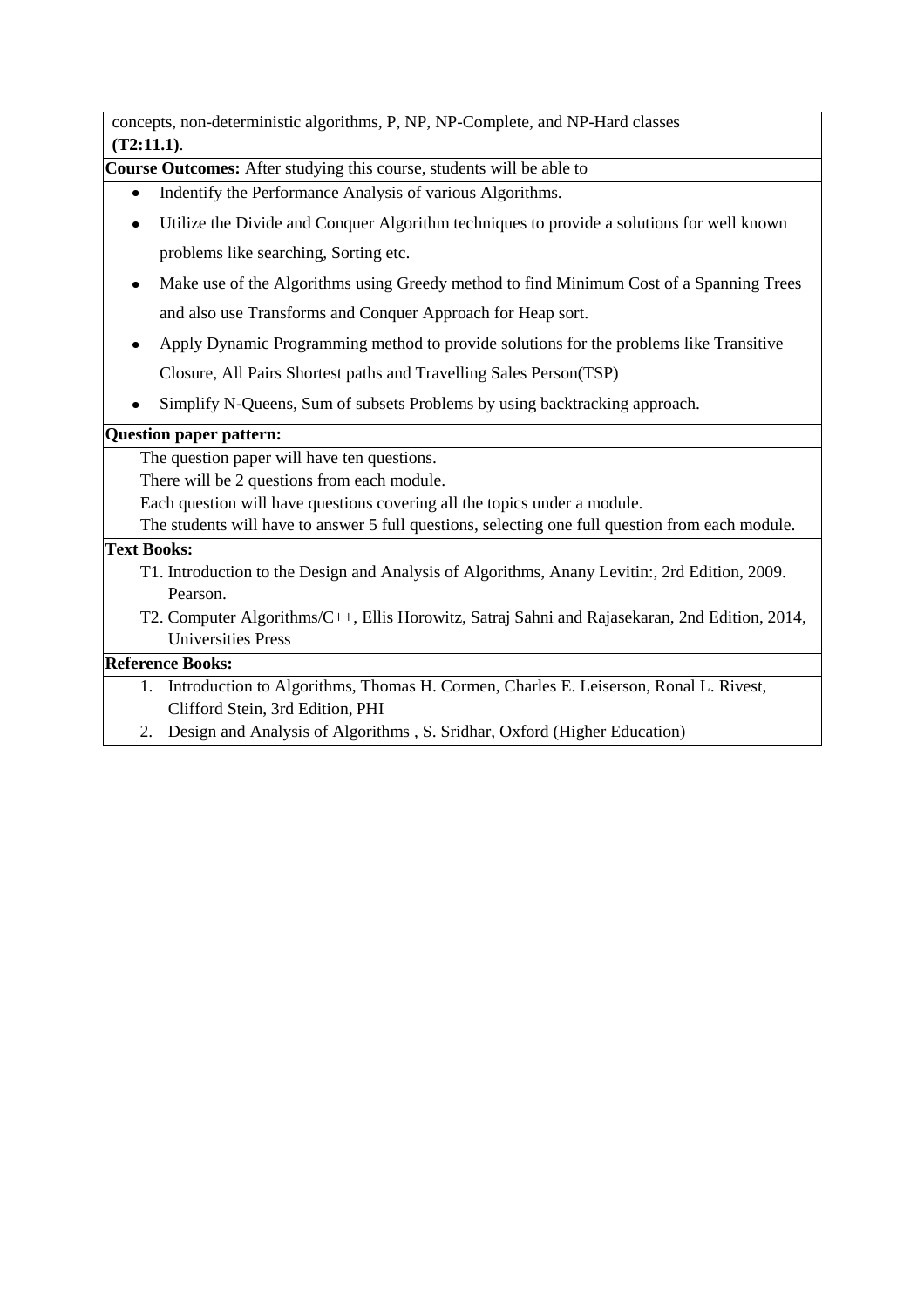concepts, non-deterministic algorithms, P, NP, NP-Complete, and NP-Hard classes **(T2:11.1)**.

**Course Outcomes:** After studying this course, students will be able to

- Indentify the Performance Analysis of various Algorithms.
- Utilize the Divide and Conquer Algorithm techniques to provide a solutions for well known problems like searching, Sorting etc.
- Make use of the Algorithms using Greedy method to find Minimum Cost of a Spanning Trees and also use Transforms and Conquer Approach for Heap sort.
- Apply Dynamic Programming method to provide solutions for the problems like Transitive Closure, All Pairs Shortest paths and Travelling Sales Person(TSP)
- Simplify N-Queens, Sum of subsets Problems by using backtracking approach.

**Question paper pattern:**

The question paper will have ten questions.

There will be 2 questions from each module.

Each question will have questions covering all the topics under a module.

The students will have to answer 5 full questions, selecting one full question from each module.

**Text Books:**

T1. Introduction to the Design and Analysis of Algorithms, Anany Levitin:, 2rd Edition, 2009. Pearson.

T2. Computer Algorithms/C++, Ellis Horowitz, Satraj Sahni and Rajasekaran, 2nd Edition, 2014, Universities Press

**Reference Books:**

1. Introduction to Algorithms, Thomas H. Cormen, Charles E. Leiserson, Ronal L. Rivest, Clifford Stein, 3rd Edition, PHI
2. Design and Analysis of Algorithms , S. Sridhar, Oxford (Higher Education)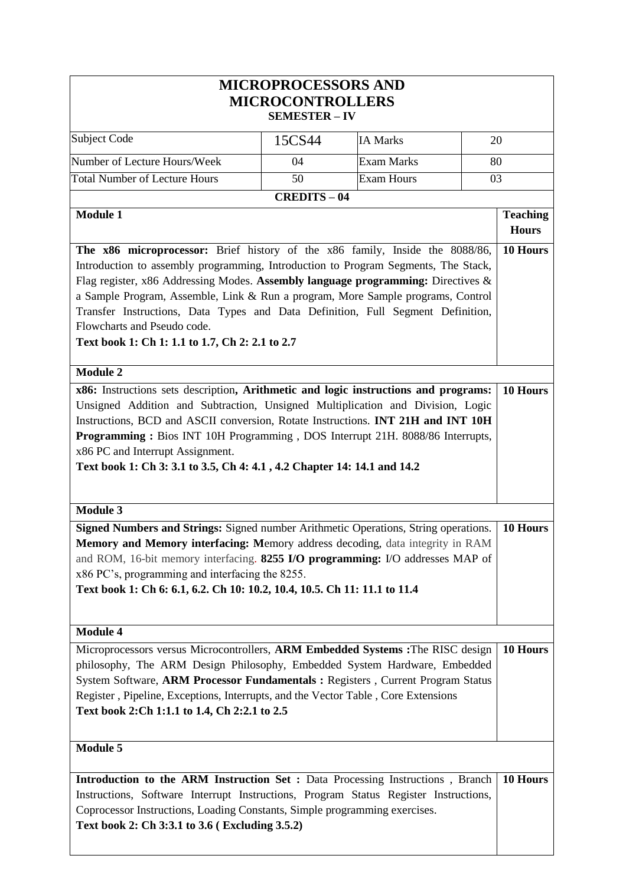# MICROPROCESSORS AND MICROCONTROLLERS

**SEMESTER – IV**

| Subject Code | 15CS44 | IA Marks | 20 |
|---|---|---|---|
| Number of Lecture Hours/Week | 04 | Exam Marks | 80 |
| Total Number of Lecture Hours | 50 | Exam Hours | 03 |

**CREDITS – 04**

| Module 1 | Teaching Hours |
|---|---|
| **The x86 microprocessor:** Brief history of the x86 family, Inside the 8088/86, Introduction to assembly programming, Introduction to Program Segments, The Stack, Flag register, x86 Addressing Modes. **Assembly language programming:** Directives & a Sample Program, Assemble, Link & Run a program, More Sample programs, Control Transfer Instructions, Data Types and Data Definition, Full Segment Definition, Flowcharts and Pseudo code. **Text book 1: Ch 1: 1.1 to 1.7, Ch 2: 2.1 to 2.7** | **10 Hours** |
| **Module 2** | |
| **x86:** Instructions sets description**, Arithmetic and logic instructions and programs:** Unsigned Addition and Subtraction, Unsigned Multiplication and Division, Logic Instructions, BCD and ASCII conversion, Rotate Instructions. **INT 21H and INT 10H Programming :** Bios INT 10H Programming , DOS Interrupt 21H. 8088/86 Interrupts, x86 PC and Interrupt Assignment. **Text book 1: Ch 3: 3.1 to 3.5, Ch 4: 4.1 , 4.2 Chapter 14: 14.1 and 14.2** | **10 Hours** |
| **Module 3** | |
| **Signed Numbers and Strings:** Signed number Arithmetic Operations, String operations. **Memory and Memory interfacing: M**emory address decoding, data integrity in RAM and ROM, 16-bit memory interfacing. **8255 I/O programming:** I/O addresses MAP of x86 PC's, programming and interfacing the 8255. **Text book 1: Ch 6: 6.1, 6.2. Ch 10: 10.2, 10.4, 10.5. Ch 11: 11.1 to 11.4** | **10 Hours** |
| **Module 4** | |
| Microprocessors versus Microcontrollers, **ARM Embedded Systems :**The RISC design philosophy, The ARM Design Philosophy, Embedded System Hardware, Embedded System Software, **ARM Processor Fundamentals :** Registers , Current Program Status Register , Pipeline, Exceptions, Interrupts, and the Vector Table , Core Extensions **Text book 2:Ch 1:1.1 to 1.4, Ch 2:2.1 to 2.5** | **10 Hours** |
| **Module 5** | |
| **Introduction to the ARM Instruction Set :** Data Processing Instructions , Branch Instructions, Software Interrupt Instructions, Program Status Register Instructions, Coprocessor Instructions, Loading Constants, Simple programming exercises. **Text book 2: Ch 3:3.1 to 3.6 ( Excluding 3.5.2)** | **10 Hours** |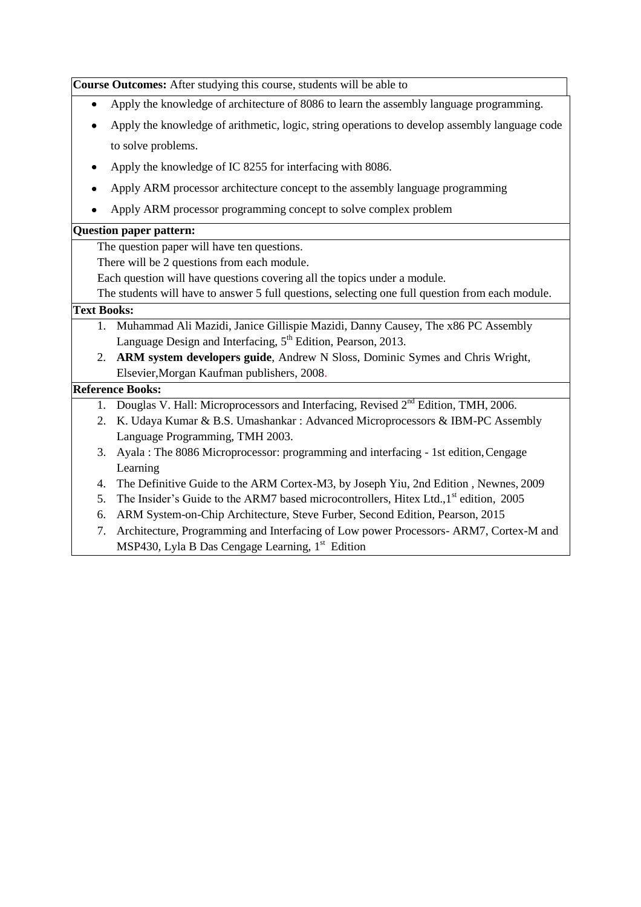**Course Outcomes:** After studying this course, students will be able to

- Apply the knowledge of architecture of 8086 to learn the assembly language programming.
- Apply the knowledge of arithmetic, logic, string operations to develop assembly language code to solve problems.
- Apply the knowledge of IC 8255 for interfacing with 8086.
- Apply ARM processor architecture concept to the assembly language programming
- Apply ARM processor programming concept to solve complex problem

**Question paper pattern:**

The question paper will have ten questions.
There will be 2 questions from each module.
Each question will have questions covering all the topics under a module.
The students will have to answer 5 full questions, selecting one full question from each module.

**Text Books:**

1. Muhammad Ali Mazidi, Janice Gillispie Mazidi, Danny Causey, The x86 PC Assembly Language Design and Interfacing, 5th Edition, Pearson, 2013.
2. **ARM system developers guide**, Andrew N Sloss, Dominic Symes and Chris Wright, Elsevier,Morgan Kaufman publishers, 2008.

**Reference Books:**

1. Douglas V. Hall: Microprocessors and Interfacing, Revised 2nd Edition, TMH, 2006.
2. K. Udaya Kumar & B.S. Umashankar : Advanced Microprocessors & IBM-PC Assembly Language Programming, TMH 2003.
3. Ayala : The 8086 Microprocessor: programming and interfacing - 1st edition, Cengage Learning
4. The Definitive Guide to the ARM Cortex-M3, by Joseph Yiu, 2nd Edition , Newnes, 2009
5. The Insider's Guide to the ARM7 based microcontrollers, Hitex Ltd.,1st edition, 2005
6. ARM System-on-Chip Architecture, Steve Furber, Second Edition, Pearson, 2015
7. Architecture, Programming and Interfacing of Low power Processors- ARM7, Cortex-M and MSP430, Lyla B Das Cengage Learning, 1st Edition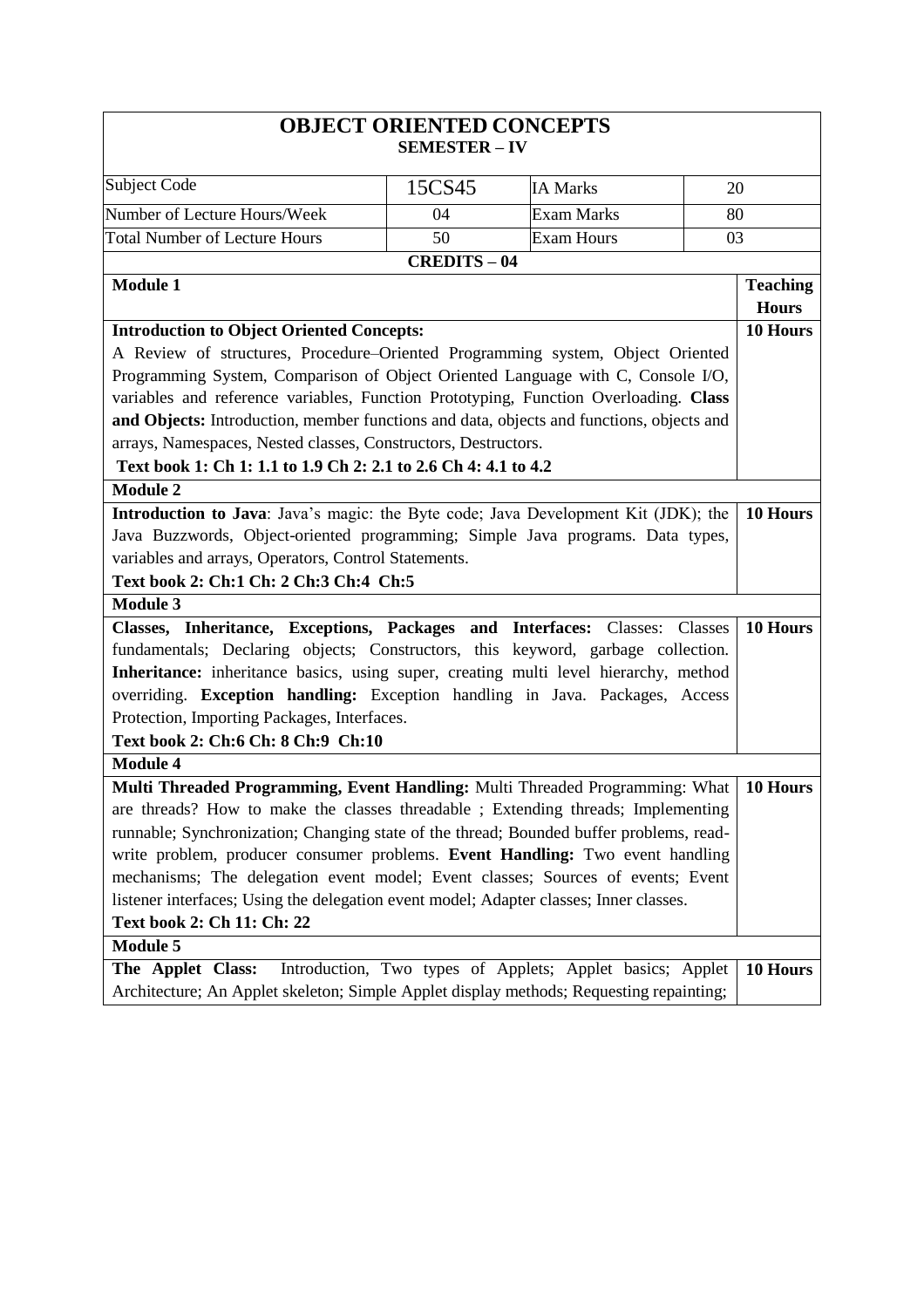# OBJECT ORIENTED CONCEPTS

## SEMESTER – IV

| Subject Code | 15CS45 | IA Marks | 20 |
|---|---|---|---|
| Number of Lecture Hours/Week | 04 | Exam Marks | 80 |
| Total Number of Lecture Hours | 50 | Exam Hours | 03 |

**CREDITS – 04**

| Module 1 | Teaching Hours |
|---|---|
| **Introduction to Object Oriented Concepts:** A Review of structures, Procedure–Oriented Programming system, Object Oriented Programming System, Comparison of Object Oriented Language with C, Console I/O, variables and reference variables, Function Prototyping, Function Overloading. **Class and Objects:** Introduction, member functions and data, objects and functions, objects and arrays, Namespaces, Nested classes, Constructors, Destructors. **Text book 1: Ch 1: 1.1 to 1.9 Ch 2: 2.1 to 2.6 Ch 4: 4.1 to 4.2** | 10 Hours |
| **Module 2** | |
| **Introduction to Java**: Java's magic: the Byte code; Java Development Kit (JDK); the Java Buzzwords, Object-oriented programming; Simple Java programs. Data types, variables and arrays, Operators, Control Statements. **Text book 2: Ch:1 Ch: 2 Ch:3 Ch:4 Ch:5** | 10 Hours |
| **Module 3** | |
| **Classes, Inheritance, Exceptions, Packages and Interfaces:** Classes: Classes fundamentals; Declaring objects; Constructors, this keyword, garbage collection. **Inheritance:** inheritance basics, using super, creating multi level hierarchy, method overriding. **Exception handling:** Exception handling in Java. Packages, Access Protection, Importing Packages, Interfaces. **Text book 2: Ch:6 Ch: 8 Ch:9 Ch:10** | 10 Hours |
| **Module 4** | |
| **Multi Threaded Programming, Event Handling:** Multi Threaded Programming: What are threads? How to make the classes threadable ; Extending threads; Implementing runnable; Synchronization; Changing state of the thread; Bounded buffer problems, read-write problem, producer consumer problems. **Event Handling:** Two event handling mechanisms; The delegation event model; Event classes; Sources of events; Event listener interfaces; Using the delegation event model; Adapter classes; Inner classes. **Text book 2: Ch 11: Ch: 22** | 10 Hours |
| **Module 5** | |
| **The Applet Class:** Introduction, Two types of Applets; Applet basics; Applet Architecture; An Applet skeleton; Simple Applet display methods; Requesting repainting; | 10 Hours |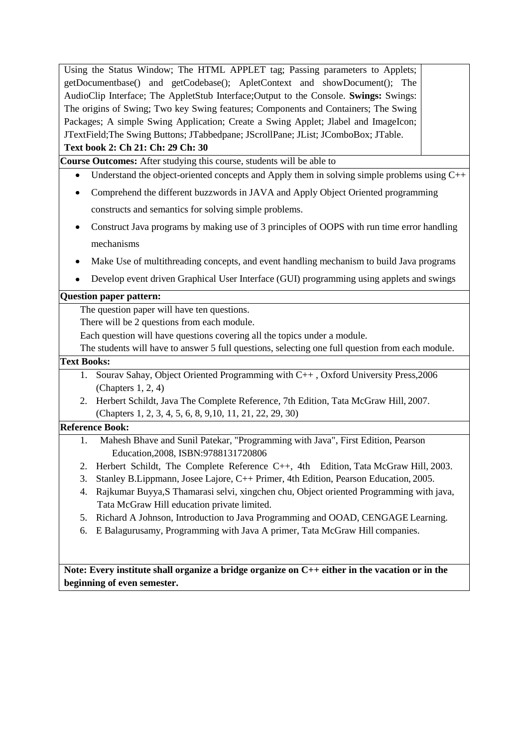| | |
|---|---|
| Using the Status Window; The HTML APPLET tag; Passing parameters to Applets; getDocumentbase() and getCodebase(); ApletContext and showDocument(); The AudioClip Interface; The AppletStub Interface;Output to the Console. **Swings:** Swings: The origins of Swing; Two key Swing features; Components and Containers; The Swing Packages; A simple Swing Application; Create a Swing Applet; Jlabel and ImageIcon; JTextField;The Swing Buttons; JTabbedpane; JScrollPane; JList; JComboBox; JTable. **Text book 2: Ch 21: Ch: 29 Ch: 30** | |

**Course Outcomes:** After studying this course, students will be able to

- Understand the object-oriented concepts and Apply them in solving simple problems using C++
- Comprehend the different buzzwords in JAVA and Apply Object Oriented programming constructs and semantics for solving simple problems.
- Construct Java programs by making use of 3 principles of OOPS with run time error handling mechanisms
- Make Use of multithreading concepts, and event handling mechanism to build Java programs
- Develop event driven Graphical User Interface (GUI) programming using applets and swings

**Question paper pattern:**

The question paper will have ten questions.

There will be 2 questions from each module.

Each question will have questions covering all the topics under a module.

The students will have to answer 5 full questions, selecting one full question from each module.

**Text Books:**

1. Sourav Sahay, Object Oriented Programming with C++ , Oxford University Press,2006 (Chapters 1, 2, 4)
2. Herbert Schildt, Java The Complete Reference, 7th Edition, Tata McGraw Hill, 2007. (Chapters 1, 2, 3, 4, 5, 6, 8, 9,10, 11, 21, 22, 29, 30)

**Reference Book:**

1. Mahesh Bhave and Sunil Patekar, "Programming with Java", First Edition, Pearson Education,2008, ISBN:9788131720806
2. Herbert Schildt, The Complete Reference C++, 4th Edition, Tata McGraw Hill, 2003.
3. Stanley B.Lippmann, Josee Lajore, C++ Primer, 4th Edition, Pearson Education, 2005.
4. Rajkumar Buyya,S Thamarasi selvi, xingchen chu, Object oriented Programming with java, Tata McGraw Hill education private limited.
5. Richard A Johnson, Introduction to Java Programming and OOAD, CENGAGE Learning.
6. E Balagurusamy, Programming with Java A primer, Tata McGraw Hill companies.

**Note: Every institute shall organize a bridge organize on C++ either in the vacation or in the beginning of even semester.**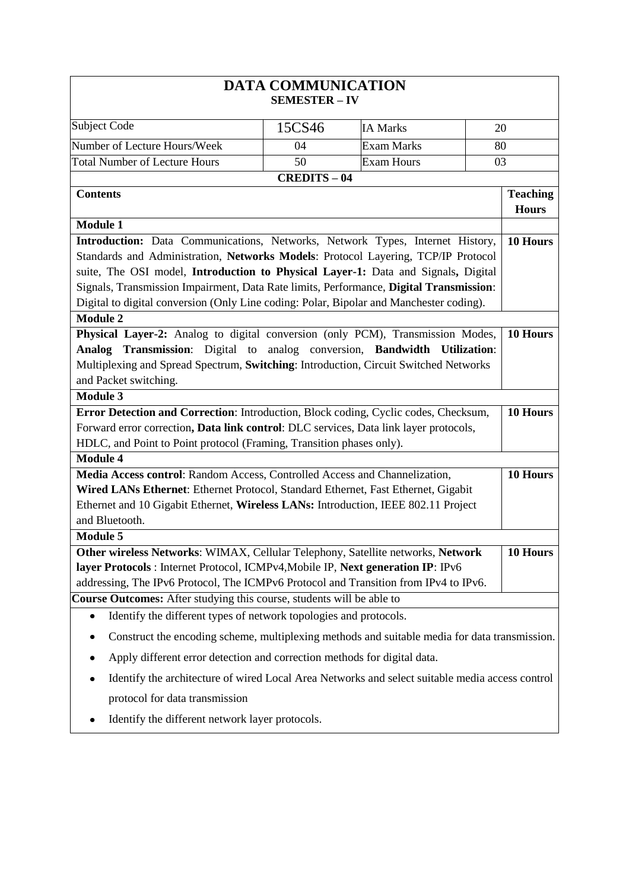# DATA COMMUNICATION

## SEMESTER – IV

| Subject Code | 15CS46 | IA Marks | 20 |
|---|---|---|---|
| Number of Lecture Hours/Week | 04 | Exam Marks | 80 |
| Total Number of Lecture Hours | 50 | Exam Hours | 03 |

**CREDITS – 04**

| Contents | Teaching Hours |
|---|---|
| **Module 1** | |
| **Introduction:** Data Communications, Networks, Network Types, Internet History, Standards and Administration, **Networks Models**: Protocol Layering, TCP/IP Protocol suite, The OSI model, **Introduction to Physical Layer-1:** Data and Signals**,** Digital Signals, Transmission Impairment, Data Rate limits, Performance, **Digital Transmission**: Digital to digital conversion (Only Line coding: Polar, Bipolar and Manchester coding). | **10 Hours** |
| **Module 2** | |
| **Physical Layer-2:** Analog to digital conversion (only PCM), Transmission Modes, **Analog Transmission**: Digital to analog conversion, **Bandwidth Utilization**: Multiplexing and Spread Spectrum, **Switching**: Introduction, Circuit Switched Networks and Packet switching. | **10 Hours** |
| **Module 3** | |
| **Error Detection and Correction**: Introduction, Block coding, Cyclic codes, Checksum, Forward error correction**, Data link control**: DLC services, Data link layer protocols, HDLC, and Point to Point protocol (Framing, Transition phases only). | **10 Hours** |
| **Module 4** | |
| **Media Access control**: Random Access, Controlled Access and Channelization, **Wired LANs Ethernet**: Ethernet Protocol, Standard Ethernet, Fast Ethernet, Gigabit Ethernet and 10 Gigabit Ethernet, **Wireless LANs:** Introduction, IEEE 802.11 Project and Bluetooth. | **10 Hours** |
| **Module 5** | |
| **Other wireless Networks**: WIMAX, Cellular Telephony, Satellite networks, **Network layer Protocols** : Internet Protocol, ICMPv4,Mobile IP, **Next generation IP**: IPv6 addressing, The IPv6 Protocol, The ICMPv6 Protocol and Transition from IPv4 to IPv6. | **10 Hours** |

**Course Outcomes:** After studying this course, students will be able to

- Identify the different types of network topologies and protocols.
- Construct the encoding scheme, multiplexing methods and suitable media for data transmission.
- Apply different error detection and correction methods for digital data.
- Identify the architecture of wired Local Area Networks and select suitable media access control protocol for data transmission
- Identify the different network layer protocols.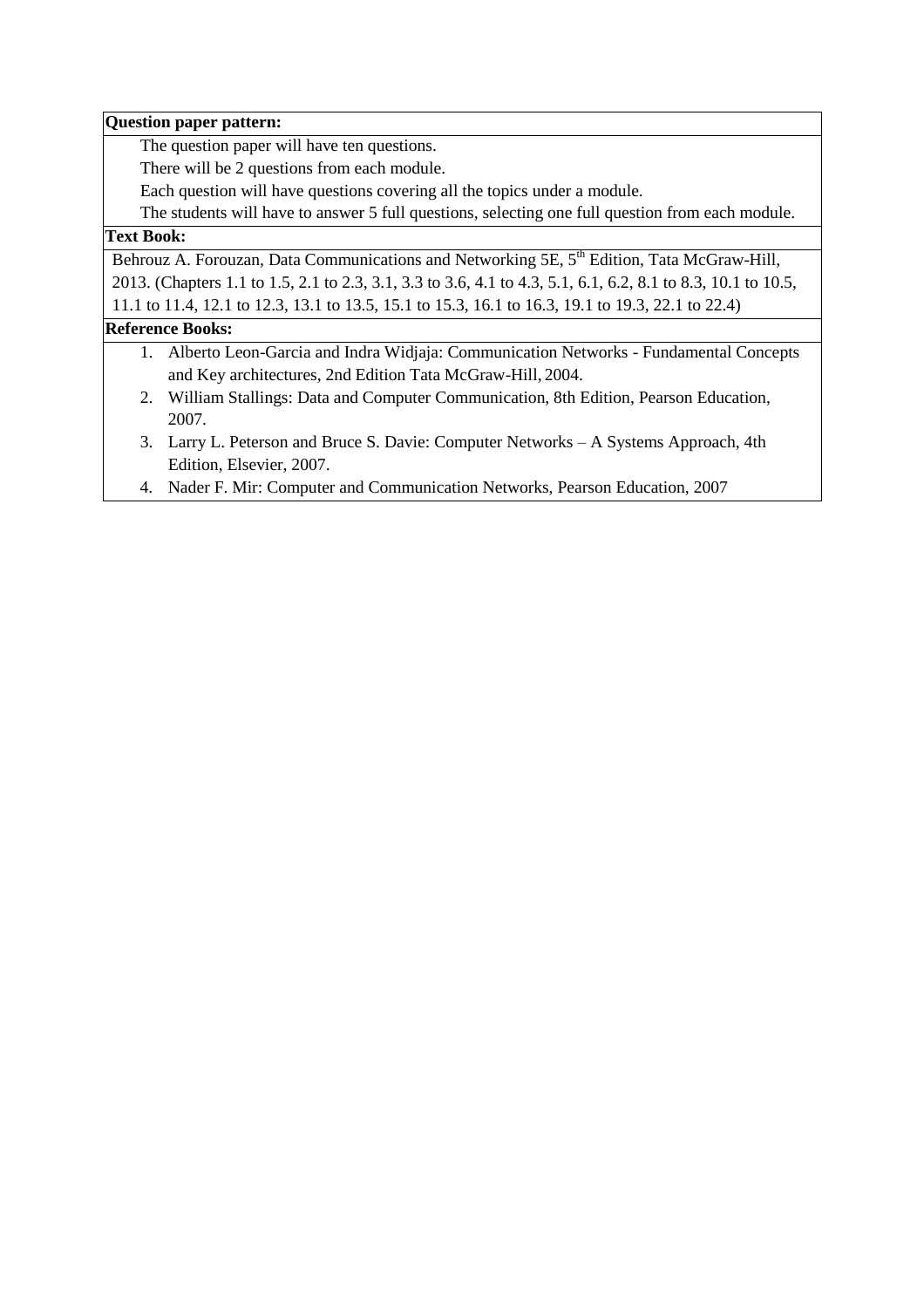**Question paper pattern:**

The question paper will have ten questions.

There will be 2 questions from each module.

Each question will have questions covering all the topics under a module.

The students will have to answer 5 full questions, selecting one full question from each module.

**Text Book:**

Behrouz A. Forouzan, Data Communications and Networking 5E, 5th Edition, Tata McGraw-Hill, 2013. (Chapters 1.1 to 1.5, 2.1 to 2.3, 3.1, 3.3 to 3.6, 4.1 to 4.3, 5.1, 6.1, 6.2, 8.1 to 8.3, 10.1 to 10.5, 11.1 to 11.4, 12.1 to 12.3, 13.1 to 13.5, 15.1 to 15.3, 16.1 to 16.3, 19.1 to 19.3, 22.1 to 22.4)

**Reference Books:**

1. Alberto Leon-Garcia and Indra Widjaja: Communication Networks - Fundamental Concepts and Key architectures, 2nd Edition Tata McGraw-Hill, 2004.
2. William Stallings: Data and Computer Communication, 8th Edition, Pearson Education, 2007.
3. Larry L. Peterson and Bruce S. Davie: Computer Networks – A Systems Approach, 4th Edition, Elsevier, 2007.
4. Nader F. Mir: Computer and Communication Networks, Pearson Education, 2007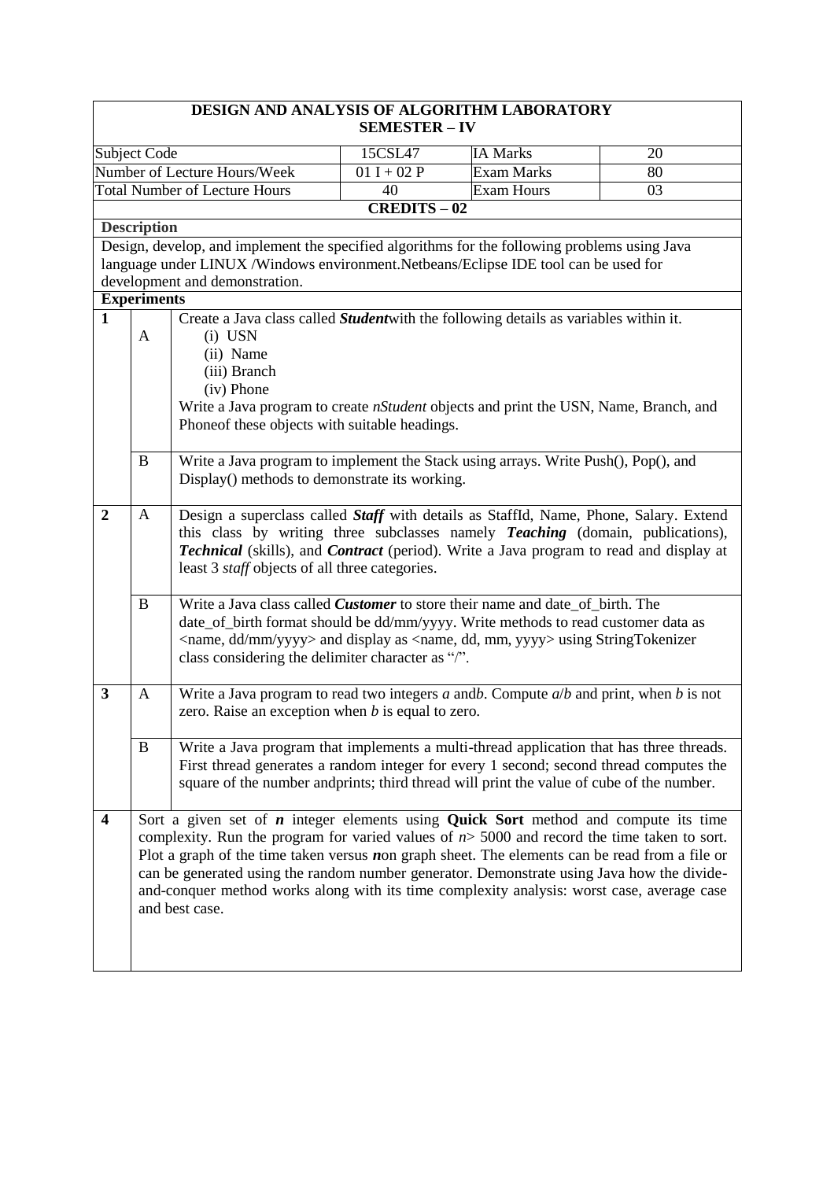**DESIGN AND ANALYSIS OF ALGORITHM LABORATORY**
**SEMESTER – IV**

| Subject Code | 15CSL47 | IA Marks | 20 |
|---|---|---|---|
| Number of Lecture Hours/Week | 01 I + 02 P | Exam Marks | 80 |
| Total Number of Lecture Hours | 40 | Exam Hours | 03 |

**CREDITS – 02**

**Description**

Design, develop, and implement the specified algorithms for the following problems using Java language under LINUX /Windows environment.Netbeans/Eclipse IDE tool can be used for development and demonstration.

**Experiments**

| | | |
|---|---|---|
| **1** | A | Create a Java class called ***Student***with the following details as variables within it. (i) USN (ii) Name (iii) Branch (iv) Phone. Write a Java program to create *nStudent* objects and print the USN, Name, Branch, and Phoneof these objects with suitable headings. |
| | B | Write a Java program to implement the Stack using arrays. Write Push(), Pop(), and Display() methods to demonstrate its working. |
| **2** | A | Design a superclass called ***Staff*** with details as StaffId, Name, Phone, Salary. Extend this class by writing three subclasses namely ***Teaching*** (domain, publications), ***Technical*** (skills), and ***Contract*** (period). Write a Java program to read and display at least 3 *staff* objects of all three categories. |
| | B | Write a Java class called ***Customer*** to store their name and date_of_birth. The date_of_birth format should be dd/mm/yyyy. Write methods to read customer data as <name, dd/mm/yyyy> and display as <name, dd, mm, yyyy> using StringTokenizer class considering the delimiter character as "/". |
| **3** | A | Write a Java program to read two integers *a* and*b*. Compute *a*/*b* and print, when *b* is not zero. Raise an exception when *b* is equal to zero. |
| | B | Write a Java program that implements a multi-thread application that has three threads. First thread generates a random integer for every 1 second; second thread computes the square of the number andprints; third thread will print the value of cube of the number. |
| **4** | | Sort a given set of ***n*** integer elements using **Quick Sort** method and compute its time complexity. Run the program for varied values of *n*> 5000 and record the time taken to sort. Plot a graph of the time taken versus ***n***on graph sheet. The elements can be read from a file or can be generated using the random number generator. Demonstrate using Java how the divide-and-conquer method works along with its time complexity analysis: worst case, average case and best case. |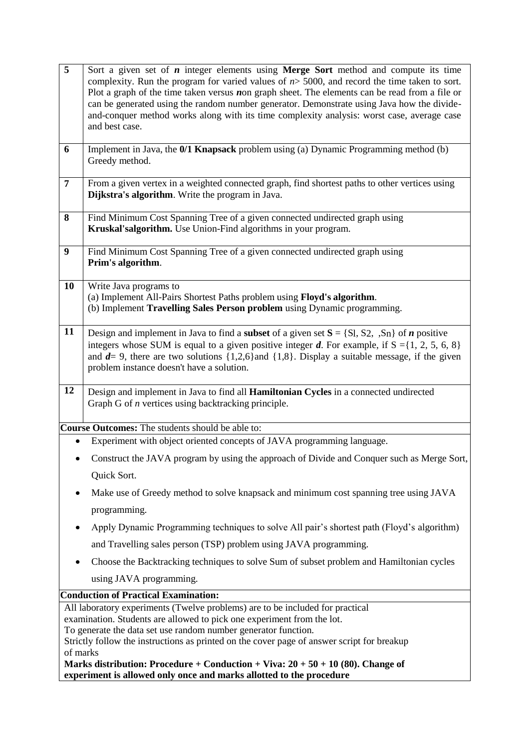| | |
|---|---|
| **5** | Sort a given set of $n$ integer elements using **Merge Sort** method and compute its time complexity. Run the program for varied values of $n$> 5000, and record the time taken to sort. Plot a graph of the time taken versus $n$on graph sheet. The elements can be read from a file or can be generated using the random number generator. Demonstrate using Java how the divide-and-conquer method works along with its time complexity analysis: worst case, average case and best case. |
| **6** | Implement in Java, the **0/1 Knapsack** problem using (a) Dynamic Programming method (b) Greedy method. |
| **7** | From a given vertex in a weighted connected graph, find shortest paths to other vertices using **Dijkstra's algorithm**. Write the program in Java. |
| **8** | Find Minimum Cost Spanning Tree of a given connected undirected graph using **Kruskal'salgorithm.** Use Union-Find algorithms in your program. |
| **9** | Find Minimum Cost Spanning Tree of a given connected undirected graph using **Prim's algorithm**. |
| **10** | Write Java programs to<br>(a) Implement All-Pairs Shortest Paths problem using **Floyd's algorithm**.<br>(b) Implement **Travelling Sales Person problem** using Dynamic programming. |
| **11** | Design and implement in Java to find a **subset** of a given set **S** = {Sl, S2, ,Sn} of $n$ positive integers whose SUM is equal to a given positive integer $d$. For example, if S ={1, 2, 5, 6, 8} and $d$= 9, there are two solutions {1,2,6}and {1,8}. Display a suitable message, if the given problem instance doesn't have a solution. |
| **12** | Design and implement in Java to find all **Hamiltonian Cycles** in a connected undirected Graph G of $n$ vertices using backtracking principle. |

**Course Outcomes:** The students should be able to:

- Experiment with object oriented concepts of JAVA programming language.
- Construct the JAVA program by using the approach of Divide and Conquer such as Merge Sort, Quick Sort.
- Make use of Greedy method to solve knapsack and minimum cost spanning tree using JAVA programming.
- Apply Dynamic Programming techniques to solve All pair's shortest path (Floyd's algorithm) and Travelling sales person (TSP) problem using JAVA programming.
- Choose the Backtracking techniques to solve Sum of subset problem and Hamiltonian cycles using JAVA programming.

**Conduction of Practical Examination:**

All laboratory experiments (Twelve problems) are to be included for practical examination. Students are allowed to pick one experiment from the lot.
To generate the data set use random number generator function.
Strictly follow the instructions as printed on the cover page of answer script for breakup of marks

**Marks distribution: Procedure + Conduction + Viva: 20 + 50 + 10 (80). Change of experiment is allowed only once and marks allotted to the procedure**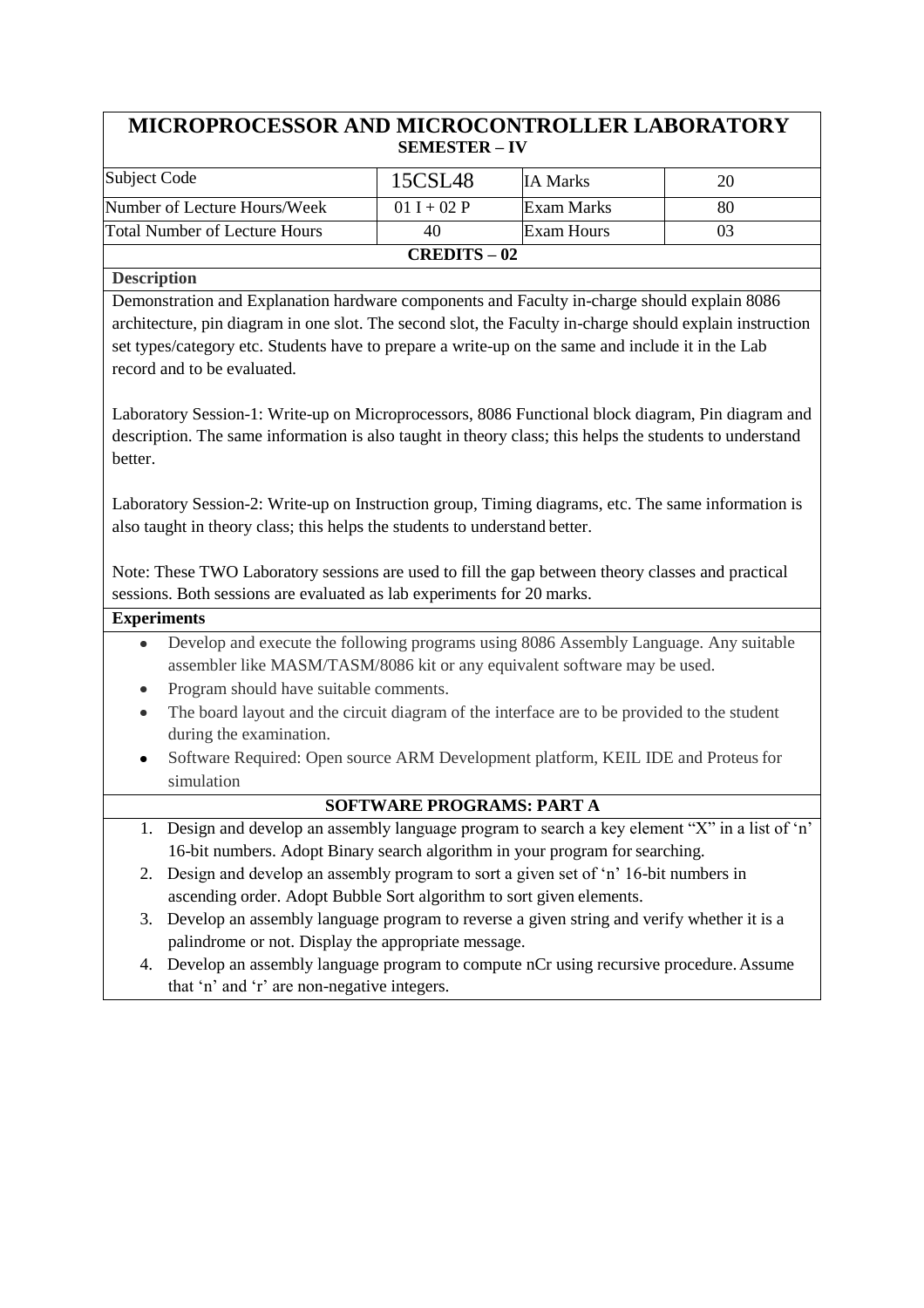# MICROPROCESSOR AND MICROCONTROLLER LABORATORY

## SEMESTER – IV

| Subject Code | 15CSL48 | IA Marks | 20 |
|---|---|---|---|
| Number of Lecture Hours/Week | 01 I + 02 P | Exam Marks | 80 |
| Total Number of Lecture Hours | 40 | Exam Hours | 03 |

**CREDITS – 02**

**Description**

Demonstration and Explanation hardware components and Faculty in-charge should explain 8086 architecture, pin diagram in one slot. The second slot, the Faculty in-charge should explain instruction set types/category etc. Students have to prepare a write-up on the same and include it in the Lab record and to be evaluated.

Laboratory Session-1: Write-up on Microprocessors, 8086 Functional block diagram, Pin diagram and description. The same information is also taught in theory class; this helps the students to understand better.

Laboratory Session-2: Write-up on Instruction group, Timing diagrams, etc. The same information is also taught in theory class; this helps the students to understand better.

Note: These TWO Laboratory sessions are used to fill the gap between theory classes and practical sessions. Both sessions are evaluated as lab experiments for 20 marks.

**Experiments**

- Develop and execute the following programs using 8086 Assembly Language. Any suitable assembler like MASM/TASM/8086 kit or any equivalent software may be used.
- Program should have suitable comments.
- The board layout and the circuit diagram of the interface are to be provided to the student during the examination.
- Software Required: Open source ARM Development platform, KEIL IDE and Proteus for simulation

**SOFTWARE PROGRAMS: PART A**

1. Design and develop an assembly language program to search a key element "X" in a list of 'n' 16-bit numbers. Adopt Binary search algorithm in your program for searching.
2. Design and develop an assembly program to sort a given set of 'n' 16-bit numbers in ascending order. Adopt Bubble Sort algorithm to sort given elements.
3. Develop an assembly language program to reverse a given string and verify whether it is a palindrome or not. Display the appropriate message.
4. Develop an assembly language program to compute nCr using recursive procedure. Assume that 'n' and 'r' are non-negative integers.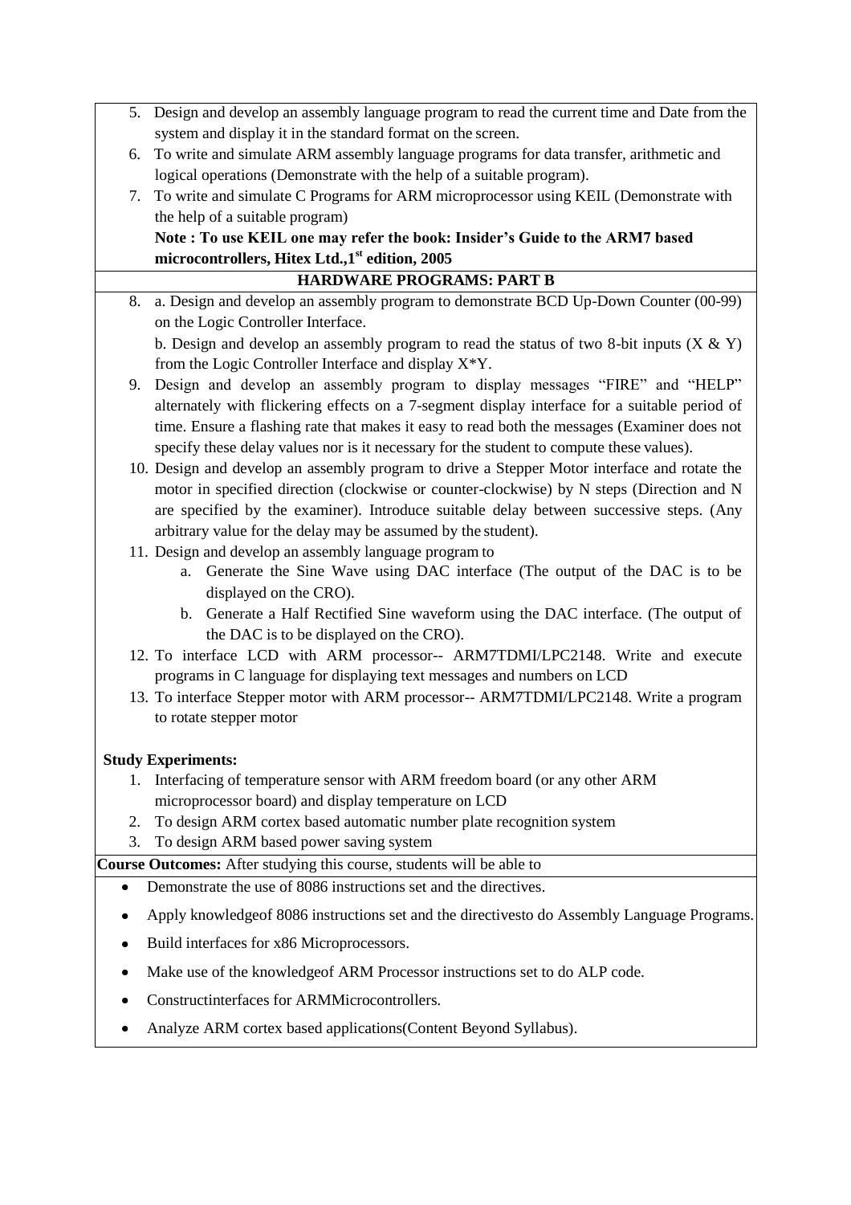5. Design and develop an assembly language program to read the current time and Date from the system and display it in the standard format on the screen.
6. To write and simulate ARM assembly language programs for data transfer, arithmetic and logical operations (Demonstrate with the help of a suitable program).
7. To write and simulate C Programs for ARM microprocessor using KEIL (Demonstrate with the help of a suitable program)

   **Note : To use KEIL one may refer the book: Insider's Guide to the ARM7 based microcontrollers, Hitex Ltd.,1st edition, 2005**

**HARDWARE PROGRAMS: PART B**

8. a. Design and develop an assembly program to demonstrate BCD Up-Down Counter (00-99) on the Logic Controller Interface.

   b. Design and develop an assembly program to read the status of two 8-bit inputs (X & Y) from the Logic Controller Interface and display X*Y.
9. Design and develop an assembly program to display messages "FIRE" and "HELP" alternately with flickering effects on a 7-segment display interface for a suitable period of time. Ensure a flashing rate that makes it easy to read both the messages (Examiner does not specify these delay values nor is it necessary for the student to compute these values).
10. Design and develop an assembly program to drive a Stepper Motor interface and rotate the motor in specified direction (clockwise or counter-clockwise) by N steps (Direction and N are specified by the examiner). Introduce suitable delay between successive steps. (Any arbitrary value for the delay may be assumed by the student).
11. Design and develop an assembly language program to
    a. Generate the Sine Wave using DAC interface (The output of the DAC is to be displayed on the CRO).
    b. Generate a Half Rectified Sine waveform using the DAC interface. (The output of the DAC is to be displayed on the CRO).
12. To interface LCD with ARM processor-- ARM7TDMI/LPC2148. Write and execute programs in C language for displaying text messages and numbers on LCD
13. To interface Stepper motor with ARM processor-- ARM7TDMI/LPC2148. Write a program to rotate stepper motor

**Study Experiments:**

1. Interfacing of temperature sensor with ARM freedom board (or any other ARM microprocessor board) and display temperature on LCD
2. To design ARM cortex based automatic number plate recognition system
3. To design ARM based power saving system

**Course Outcomes:** After studying this course, students will be able to

- Demonstrate the use of 8086 instructions set and the directives.
- Apply knowledgeof 8086 instructions set and the directivesto do Assembly Language Programs.
- Build interfaces for x86 Microprocessors.
- Make use of the knowledgeof ARM Processor instructions set to do ALP code.
- Constructinterfaces for ARMMicrocontrollers.
- Analyze ARM cortex based applications(Content Beyond Syllabus).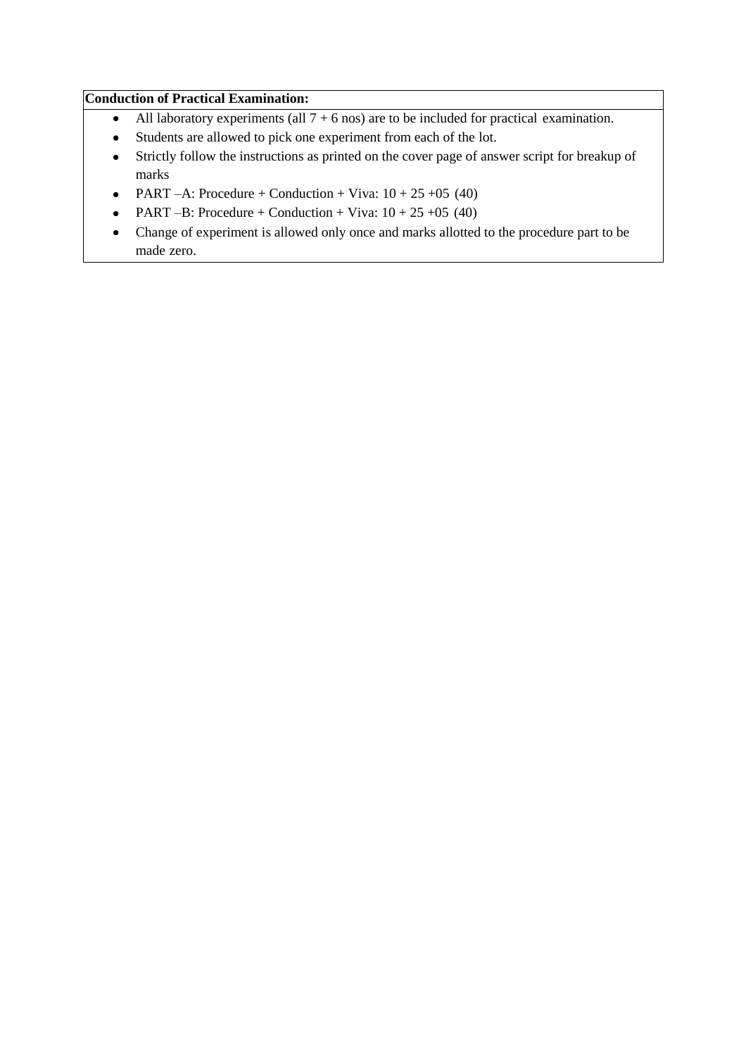**Conduction of Practical Examination:**

- All laboratory experiments (all 7 + 6 nos) are to be included for practical examination.
- Students are allowed to pick one experiment from each of the lot.
- Strictly follow the instructions as printed on the cover page of answer script for breakup of marks
- PART –A: Procedure + Conduction + Viva: 10 + 25 +05 (40)
- PART –B: Procedure + Conduction + Viva: 10 + 25 +05 (40)
- Change of experiment is allowed only once and marks allotted to the procedure part to be made zero.